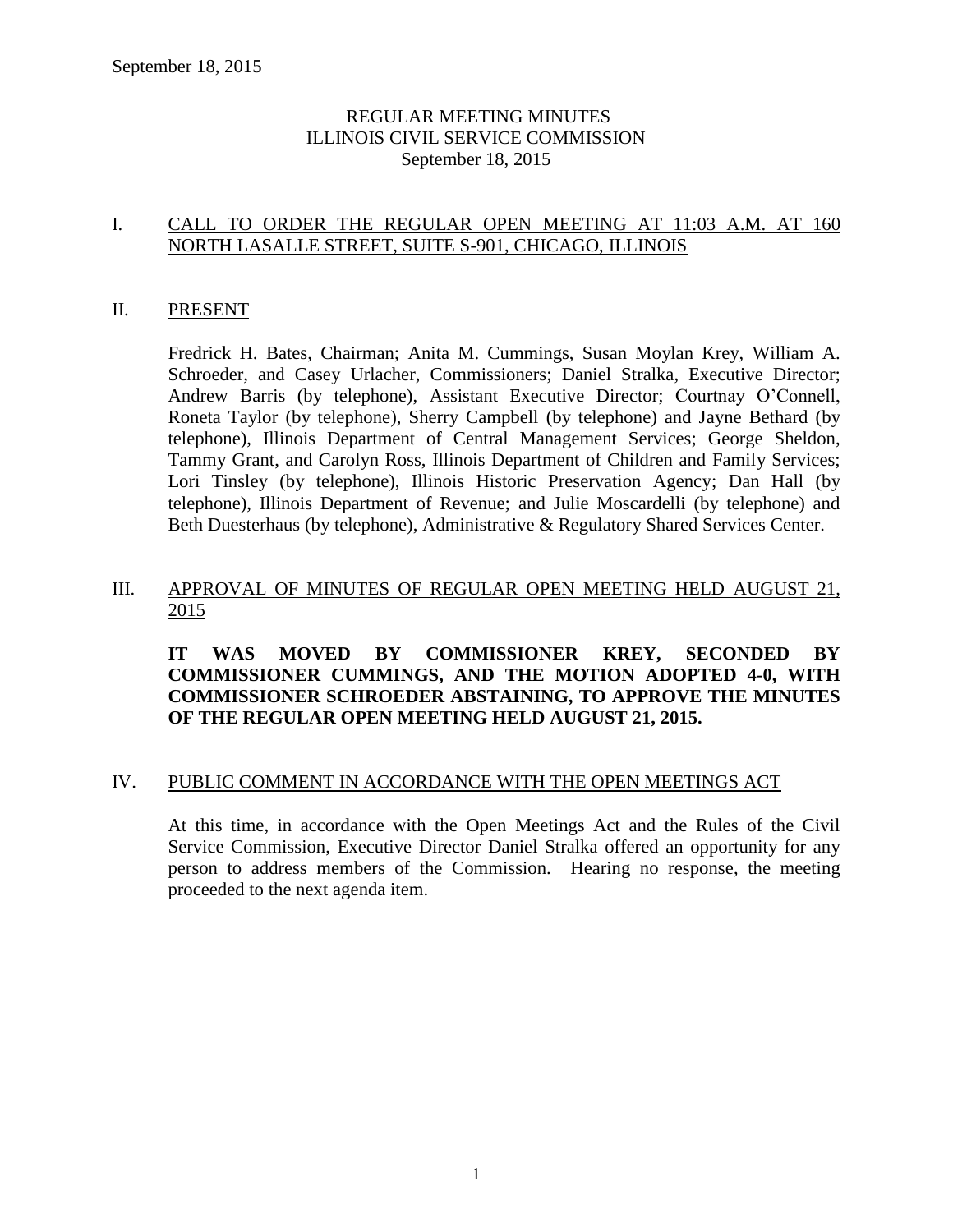# REGULAR MEETING MINUTES
# ILLINOIS CIVIL SERVICE COMMISSION
# September 18, 2015

## I. CALL TO ORDER THE REGULAR OPEN MEETING AT 11:03 A.M. AT 160 NORTH LASALLE STREET, SUITE S-901, CHICAGO, ILLINOIS

## II. PRESENT

Fredrick H. Bates, Chairman; Anita M. Cummings, Susan Moylan Krey, William A. Schroeder, and Casey Urlacher, Commissioners; Daniel Stralka, Executive Director; Andrew Barris (by telephone), Assistant Executive Director; Courtnay O'Connell, Roneta Taylor (by telephone), Sherry Campbell (by telephone) and Jayne Bethard (by telephone), Illinois Department of Central Management Services; George Sheldon, Tammy Grant, and Carolyn Ross, Illinois Department of Children and Family Services; Lori Tinsley (by telephone), Illinois Historic Preservation Agency; Dan Hall (by telephone), Illinois Department of Revenue; and Julie Moscardelli (by telephone) and Beth Duesterhaus (by telephone), Administrative & Regulatory Shared Services Center.

## III. APPROVAL OF MINUTES OF REGULAR OPEN MEETING HELD AUGUST 21, 2015

**IT WAS MOVED BY COMMISSIONER KREY, SECONDED BY COMMISSIONER CUMMINGS, AND THE MOTION ADOPTED 4-0, WITH COMMISSIONER SCHROEDER ABSTAINING, TO APPROVE THE MINUTES OF THE REGULAR OPEN MEETING HELD AUGUST 21, 2015.**

## IV. PUBLIC COMMENT IN ACCORDANCE WITH THE OPEN MEETINGS ACT

At this time, in accordance with the Open Meetings Act and the Rules of the Civil Service Commission, Executive Director Daniel Stralka offered an opportunity for any person to address members of the Commission. Hearing no response, the meeting proceeded to the next agenda item.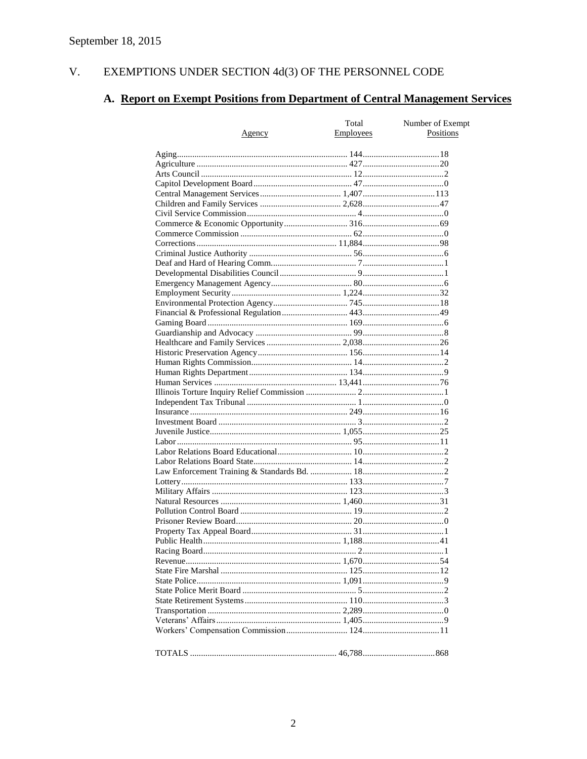September 18, 2015

## V. EXEMPTIONS UNDER SECTION 4d(3) OF THE PERSONNEL CODE

### A. Report on Exempt Positions from Department of Central Management Services

| Agency | Total Employees | Number of Exempt Positions |
|---|---|---|
| Aging | 144 | 18 |
| Agriculture | 427 | 20 |
| Arts Council | 12 | 2 |
| Capitol Development Board | 47 | 0 |
| Central Management Services | 1,407 | 113 |
| Children and Family Services | 2,628 | 47 |
| Civil Service Commission | 4 | 0 |
| Commerce & Economic Opportunity | 316 | 69 |
| Commerce Commission | 62 | 0 |
| Corrections | 11,884 | 98 |
| Criminal Justice Authority | 56 | 6 |
| Deaf and Hard of Hearing Comm. | 7 | 1 |
| Developmental Disabilities Council | 9 | 1 |
| Emergency Management Agency | 80 | 6 |
| Employment Security | 1,224 | 32 |
| Environmental Protection Agency | 745 | 18 |
| Financial & Professional Regulation | 443 | 49 |
| Gaming Board | 169 | 6 |
| Guardianship and Advocacy | 99 | 8 |
| Healthcare and Family Services | 2,038 | 26 |
| Historic Preservation Agency | 156 | 14 |
| Human Rights Commission | 14 | 2 |
| Human Rights Department | 134 | 9 |
| Human Services | 13,441 | 76 |
| Illinois Torture Inquiry Relief Commission | 2 | 1 |
| Independent Tax Tribunal | 1 | 0 |
| Insurance | 249 | 16 |
| Investment Board | 3 | 2 |
| Juvenile Justice | 1,055 | 25 |
| Labor | 95 | 11 |
| Labor Relations Board Educational | 10 | 2 |
| Labor Relations Board State | 14 | 2 |
| Law Enforcement Training & Standards Bd. | 18 | 2 |
| Lottery | 133 | 7 |
| Military Affairs | 123 | 3 |
| Natural Resources | 1,460 | 31 |
| Pollution Control Board | 19 | 2 |
| Prisoner Review Board | 20 | 0 |
| Property Tax Appeal Board | 31 | 1 |
| Public Health | 1,188 | 41 |
| Racing Board | 2 | 1 |
| Revenue | 1,670 | 54 |
| State Fire Marshal | 125 | 12 |
| State Police | 1,091 | 9 |
| State Police Merit Board | 5 | 2 |
| State Retirement Systems | 110 | 3 |
| Transportation | 2,289 | 0 |
| Veterans' Affairs | 1,405 | 9 |
| Workers' Compensation Commission | 124 | 11 |
| TOTALS | 46,788 | 868 |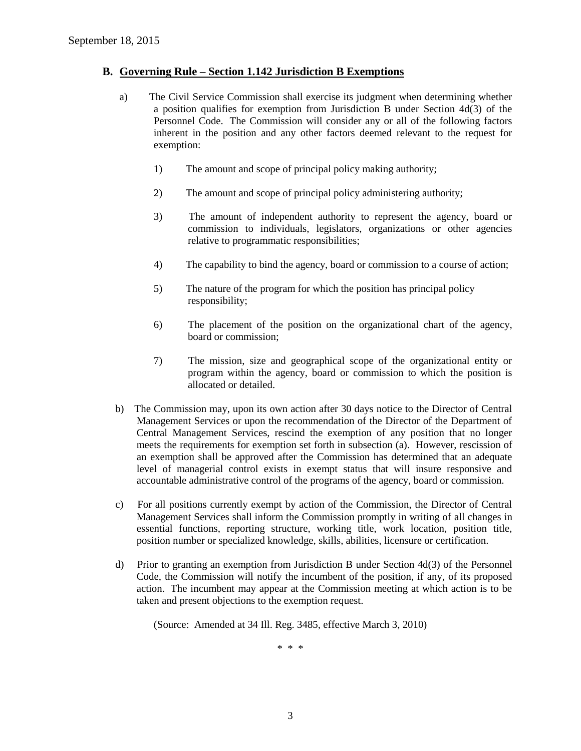### B. Governing Rule – Section 1.142 Jurisdiction B Exemptions

a) The Civil Service Commission shall exercise its judgment when determining whether a position qualifies for exemption from Jurisdiction B under Section 4d(3) of the Personnel Code. The Commission will consider any or all of the following factors inherent in the position and any other factors deemed relevant to the request for exemption:

1) The amount and scope of principal policy making authority;

2) The amount and scope of principal policy administering authority;

3) The amount of independent authority to represent the agency, board or commission to individuals, legislators, organizations or other agencies relative to programmatic responsibilities;

4) The capability to bind the agency, board or commission to a course of action;

5) The nature of the program for which the position has principal policy responsibility;

6) The placement of the position on the organizational chart of the agency, board or commission;

7) The mission, size and geographical scope of the organizational entity or program within the agency, board or commission to which the position is allocated or detailed.

b) The Commission may, upon its own action after 30 days notice to the Director of Central Management Services or upon the recommendation of the Director of the Department of Central Management Services, rescind the exemption of any position that no longer meets the requirements for exemption set forth in subsection (a). However, rescission of an exemption shall be approved after the Commission has determined that an adequate level of managerial control exists in exempt status that will insure responsive and accountable administrative control of the programs of the agency, board or commission.

c) For all positions currently exempt by action of the Commission, the Director of Central Management Services shall inform the Commission promptly in writing of all changes in essential functions, reporting structure, working title, work location, position title, position number or specialized knowledge, skills, abilities, licensure or certification.

d) Prior to granting an exemption from Jurisdiction B under Section 4d(3) of the Personnel Code, the Commission will notify the incumbent of the position, if any, of its proposed action. The incumbent may appear at the Commission meeting at which action is to be taken and present objections to the exemption request.

(Source: Amended at 34 Ill. Reg. 3485, effective March 3, 2010)

\* \* \*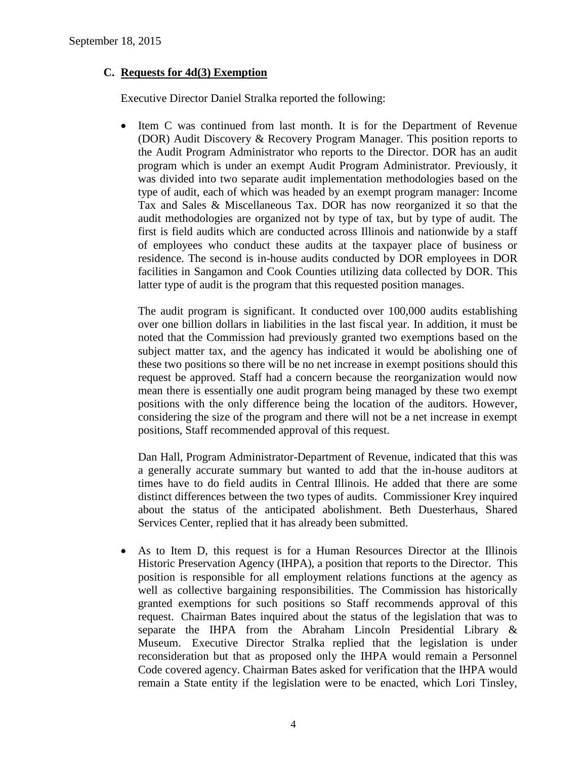### C. Requests for 4d(3) Exemption

Executive Director Daniel Stralka reported the following:

- Item C was continued from last month. It is for the Department of Revenue (DOR) Audit Discovery & Recovery Program Manager. This position reports to the Audit Program Administrator who reports to the Director. DOR has an audit program which is under an exempt Audit Program Administrator. Previously, it was divided into two separate audit implementation methodologies based on the type of audit, each of which was headed by an exempt program manager: Income Tax and Sales & Miscellaneous Tax. DOR has now reorganized it so that the audit methodologies are organized not by type of tax, but by type of audit. The first is field audits which are conducted across Illinois and nationwide by a staff of employees who conduct these audits at the taxpayer place of business or residence. The second is in-house audits conducted by DOR employees in DOR facilities in Sangamon and Cook Counties utilizing data collected by DOR. This latter type of audit is the program that this requested position manages.

  The audit program is significant. It conducted over 100,000 audits establishing over one billion dollars in liabilities in the last fiscal year. In addition, it must be noted that the Commission had previously granted two exemptions based on the subject matter tax, and the agency has indicated it would be abolishing one of these two positions so there will be no net increase in exempt positions should this request be approved. Staff had a concern because the reorganization would now mean there is essentially one audit program being managed by these two exempt positions with the only difference being the location of the auditors. However, considering the size of the program and there will not be a net increase in exempt positions, Staff recommended approval of this request.

  Dan Hall, Program Administrator-Department of Revenue, indicated that this was a generally accurate summary but wanted to add that the in-house auditors at times have to do field audits in Central Illinois. He added that there are some distinct differences between the two types of audits. Commissioner Krey inquired about the status of the anticipated abolishment. Beth Duesterhaus, Shared Services Center, replied that it has already been submitted.

- As to Item D, this request is for a Human Resources Director at the Illinois Historic Preservation Agency (IHPA), a position that reports to the Director. This position is responsible for all employment relations functions at the agency as well as collective bargaining responsibilities. The Commission has historically granted exemptions for such positions so Staff recommends approval of this request. Chairman Bates inquired about the status of the legislation that was to separate the IHPA from the Abraham Lincoln Presidential Library & Museum. Executive Director Stralka replied that the legislation is under reconsideration but that as proposed only the IHPA would remain a Personnel Code covered agency. Chairman Bates asked for verification that the IHPA would remain a State entity if the legislation were to be enacted, which Lori Tinsley,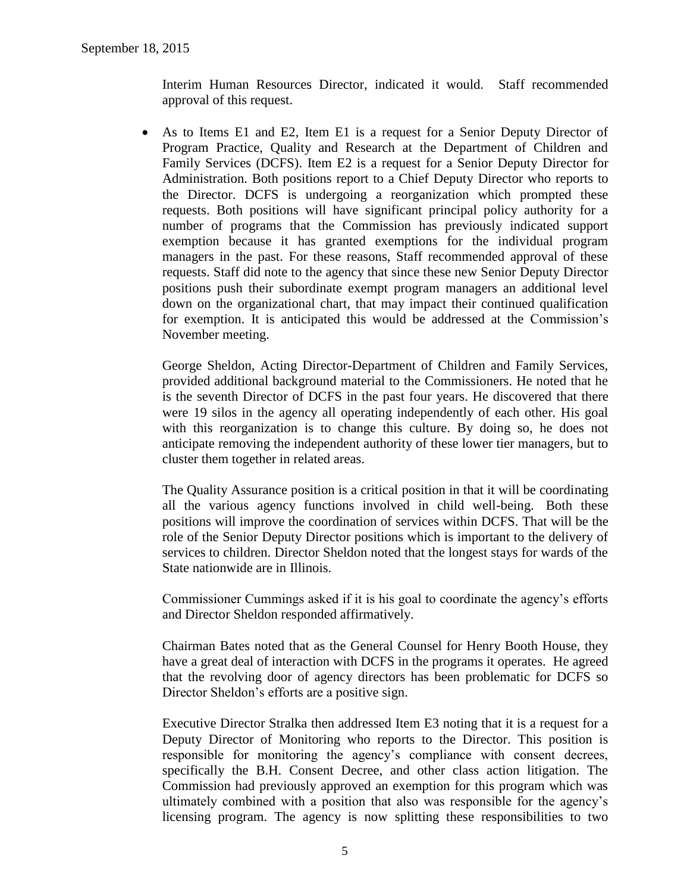Interim Human Resources Director, indicated it would. Staff recommended approval of this request.

- As to Items E1 and E2, Item E1 is a request for a Senior Deputy Director of Program Practice, Quality and Research at the Department of Children and Family Services (DCFS). Item E2 is a request for a Senior Deputy Director for Administration. Both positions report to a Chief Deputy Director who reports to the Director. DCFS is undergoing a reorganization which prompted these requests. Both positions will have significant principal policy authority for a number of programs that the Commission has previously indicated support exemption because it has granted exemptions for the individual program managers in the past. For these reasons, Staff recommended approval of these requests. Staff did note to the agency that since these new Senior Deputy Director positions push their subordinate exempt program managers an additional level down on the organizational chart, that may impact their continued qualification for exemption. It is anticipated this would be addressed at the Commission's November meeting.

  George Sheldon, Acting Director-Department of Children and Family Services, provided additional background material to the Commissioners. He noted that he is the seventh Director of DCFS in the past four years. He discovered that there were 19 silos in the agency all operating independently of each other. His goal with this reorganization is to change this culture. By doing so, he does not anticipate removing the independent authority of these lower tier managers, but to cluster them together in related areas.

  The Quality Assurance position is a critical position in that it will be coordinating all the various agency functions involved in child well-being. Both these positions will improve the coordination of services within DCFS. That will be the role of the Senior Deputy Director positions which is important to the delivery of services to children. Director Sheldon noted that the longest stays for wards of the State nationwide are in Illinois.

  Commissioner Cummings asked if it is his goal to coordinate the agency's efforts and Director Sheldon responded affirmatively.

  Chairman Bates noted that as the General Counsel for Henry Booth House, they have a great deal of interaction with DCFS in the programs it operates. He agreed that the revolving door of agency directors has been problematic for DCFS so Director Sheldon's efforts are a positive sign.

  Executive Director Stralka then addressed Item E3 noting that it is a request for a Deputy Director of Monitoring who reports to the Director. This position is responsible for monitoring the agency's compliance with consent decrees, specifically the B.H. Consent Decree, and other class action litigation. The Commission had previously approved an exemption for this program which was ultimately combined with a position that also was responsible for the agency's licensing program. The agency is now splitting these responsibilities to two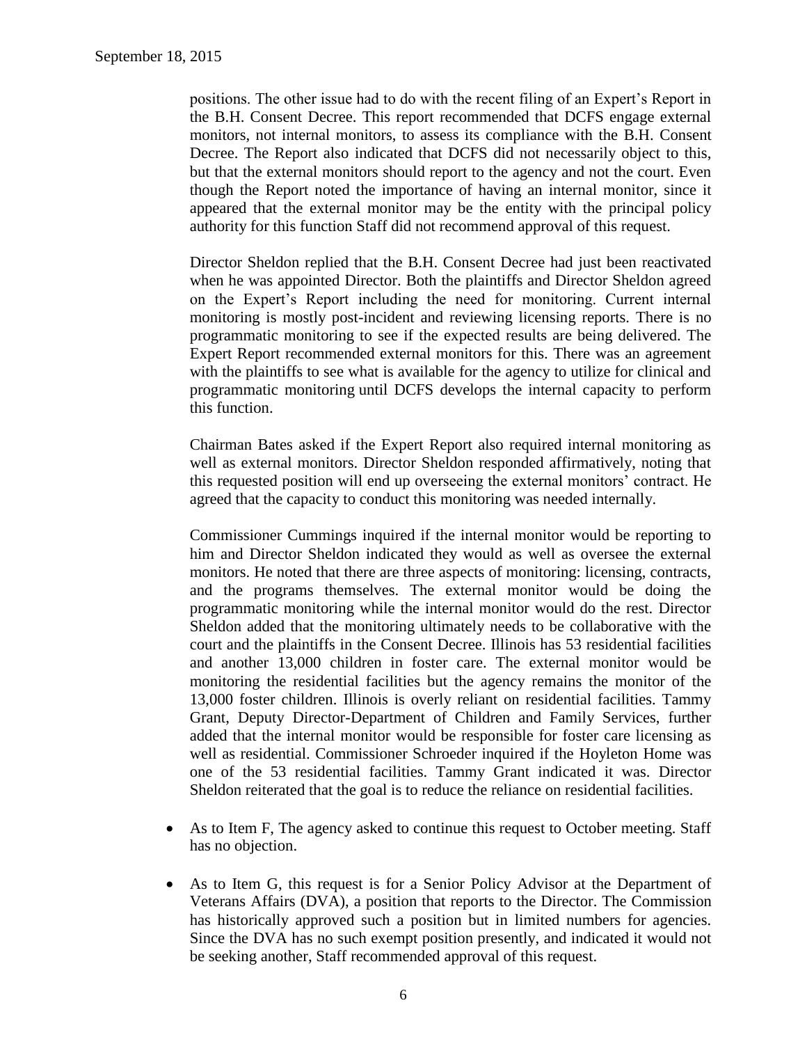positions. The other issue had to do with the recent filing of an Expert's Report in the B.H. Consent Decree. This report recommended that DCFS engage external monitors, not internal monitors, to assess its compliance with the B.H. Consent Decree. The Report also indicated that DCFS did not necessarily object to this, but that the external monitors should report to the agency and not the court. Even though the Report noted the importance of having an internal monitor, since it appeared that the external monitor may be the entity with the principal policy authority for this function Staff did not recommend approval of this request.

Director Sheldon replied that the B.H. Consent Decree had just been reactivated when he was appointed Director. Both the plaintiffs and Director Sheldon agreed on the Expert's Report including the need for monitoring. Current internal monitoring is mostly post-incident and reviewing licensing reports. There is no programmatic monitoring to see if the expected results are being delivered. The Expert Report recommended external monitors for this. There was an agreement with the plaintiffs to see what is available for the agency to utilize for clinical and programmatic monitoring until DCFS develops the internal capacity to perform this function.

Chairman Bates asked if the Expert Report also required internal monitoring as well as external monitors. Director Sheldon responded affirmatively, noting that this requested position will end up overseeing the external monitors' contract. He agreed that the capacity to conduct this monitoring was needed internally.

Commissioner Cummings inquired if the internal monitor would be reporting to him and Director Sheldon indicated they would as well as oversee the external monitors. He noted that there are three aspects of monitoring: licensing, contracts, and the programs themselves. The external monitor would be doing the programmatic monitoring while the internal monitor would do the rest. Director Sheldon added that the monitoring ultimately needs to be collaborative with the court and the plaintiffs in the Consent Decree. Illinois has 53 residential facilities and another 13,000 children in foster care. The external monitor would be monitoring the residential facilities but the agency remains the monitor of the 13,000 foster children. Illinois is overly reliant on residential facilities. Tammy Grant, Deputy Director-Department of Children and Family Services, further added that the internal monitor would be responsible for foster care licensing as well as residential. Commissioner Schroeder inquired if the Hoyleton Home was one of the 53 residential facilities. Tammy Grant indicated it was. Director Sheldon reiterated that the goal is to reduce the reliance on residential facilities.

- As to Item F, The agency asked to continue this request to October meeting. Staff has no objection.
- As to Item G, this request is for a Senior Policy Advisor at the Department of Veterans Affairs (DVA), a position that reports to the Director. The Commission has historically approved such a position but in limited numbers for agencies. Since the DVA has no such exempt position presently, and indicated it would not be seeking another, Staff recommended approval of this request.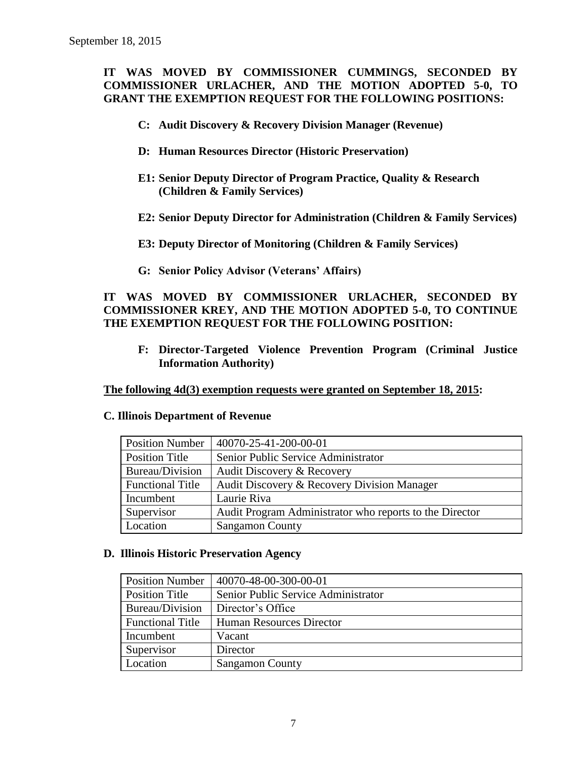**IT WAS MOVED BY COMMISSIONER CUMMINGS, SECONDED BY COMMISSIONER URLACHER, AND THE MOTION ADOPTED 5-0, TO GRANT THE EXEMPTION REQUEST FOR THE FOLLOWING POSITIONS:**

- **C: Audit Discovery & Recovery Division Manager (Revenue)**
- **D: Human Resources Director (Historic Preservation)**
- **E1: Senior Deputy Director of Program Practice, Quality & Research (Children & Family Services)**
- **E2: Senior Deputy Director for Administration (Children & Family Services)**
- **E3: Deputy Director of Monitoring (Children & Family Services)**
- **G: Senior Policy Advisor (Veterans' Affairs)**

**IT WAS MOVED BY COMMISSIONER URLACHER, SECONDED BY COMMISSIONER KREY, AND THE MOTION ADOPTED 5-0, TO CONTINUE THE EXEMPTION REQUEST FOR THE FOLLOWING POSITION:**

- **F: Director-Targeted Violence Prevention Program (Criminal Justice Information Authority)**

**The following 4d(3) exemption requests were granted on September 18, 2015:**

**C. Illinois Department of Revenue**

| Position Number | 40070-25-41-200-00-01 |
|---|---|
| Position Title | Senior Public Service Administrator |
| Bureau/Division | Audit Discovery & Recovery |
| Functional Title | Audit Discovery & Recovery Division Manager |
| Incumbent | Laurie Riva |
| Supervisor | Audit Program Administrator who reports to the Director |
| Location | Sangamon County |

**D. Illinois Historic Preservation Agency**

| Position Number | 40070-48-00-300-00-01 |
|---|---|
| Position Title | Senior Public Service Administrator |
| Bureau/Division | Director's Office |
| Functional Title | Human Resources Director |
| Incumbent | Vacant |
| Supervisor | Director |
| Location | Sangamon County |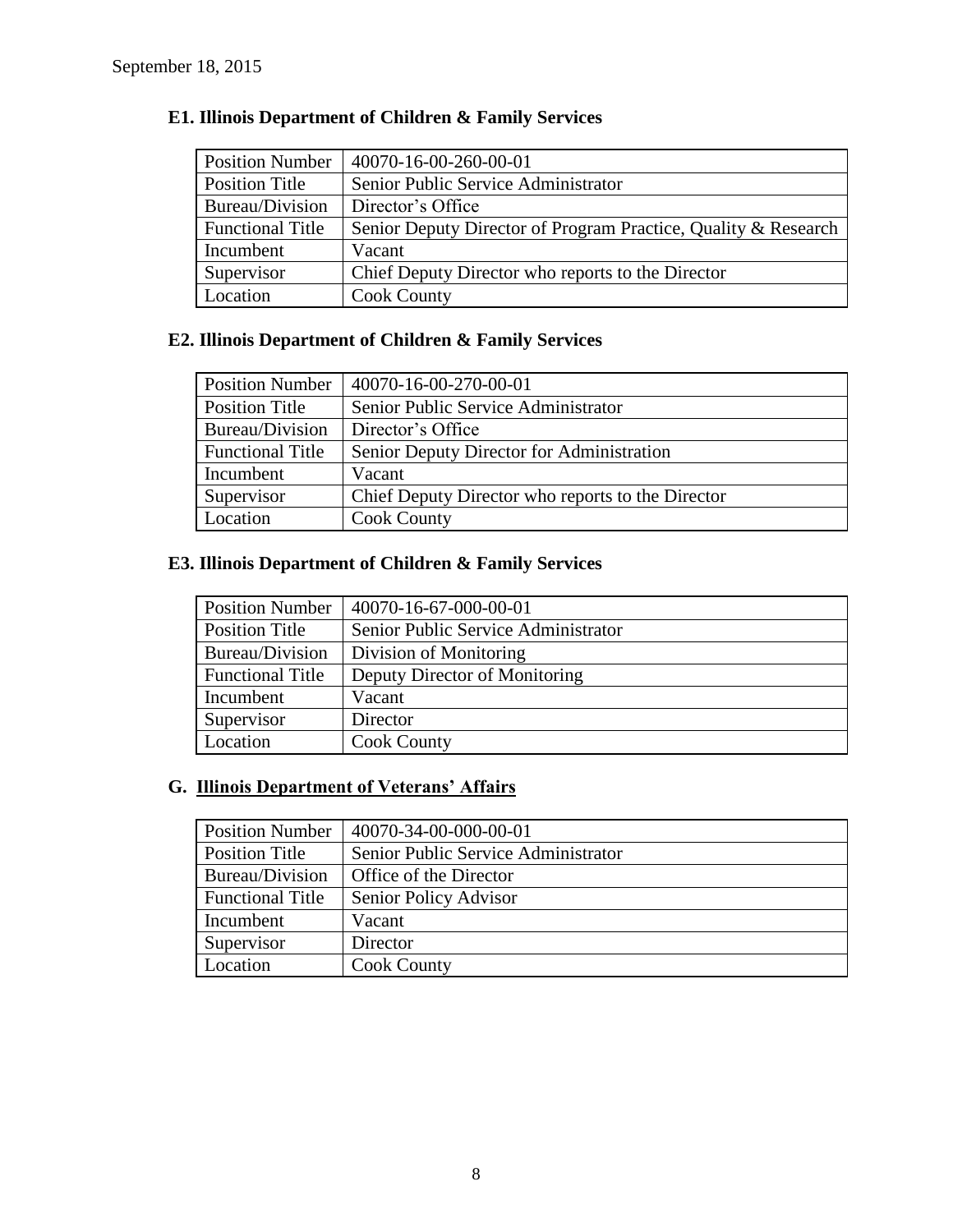September 18, 2015

### E1. Illinois Department of Children & Family Services

| Position Number | 40070-16-00-260-00-01 |
|---|---|
| Position Title | Senior Public Service Administrator |
| Bureau/Division | Director's Office |
| Functional Title | Senior Deputy Director of Program Practice, Quality & Research |
| Incumbent | Vacant |
| Supervisor | Chief Deputy Director who reports to the Director |
| Location | Cook County |

### E2. Illinois Department of Children & Family Services

| Position Number | 40070-16-00-270-00-01 |
|---|---|
| Position Title | Senior Public Service Administrator |
| Bureau/Division | Director's Office |
| Functional Title | Senior Deputy Director for Administration |
| Incumbent | Vacant |
| Supervisor | Chief Deputy Director who reports to the Director |
| Location | Cook County |

### E3. Illinois Department of Children & Family Services

| Position Number | 40070-16-67-000-00-01 |
|---|---|
| Position Title | Senior Public Service Administrator |
| Bureau/Division | Division of Monitoring |
| Functional Title | Deputy Director of Monitoring |
| Incumbent | Vacant |
| Supervisor | Director |
| Location | Cook County |

### G. Illinois Department of Veterans' Affairs

| Position Number | 40070-34-00-000-00-01 |
|---|---|
| Position Title | Senior Public Service Administrator |
| Bureau/Division | Office of the Director |
| Functional Title | Senior Policy Advisor |
| Incumbent | Vacant |
| Supervisor | Director |
| Location | Cook County |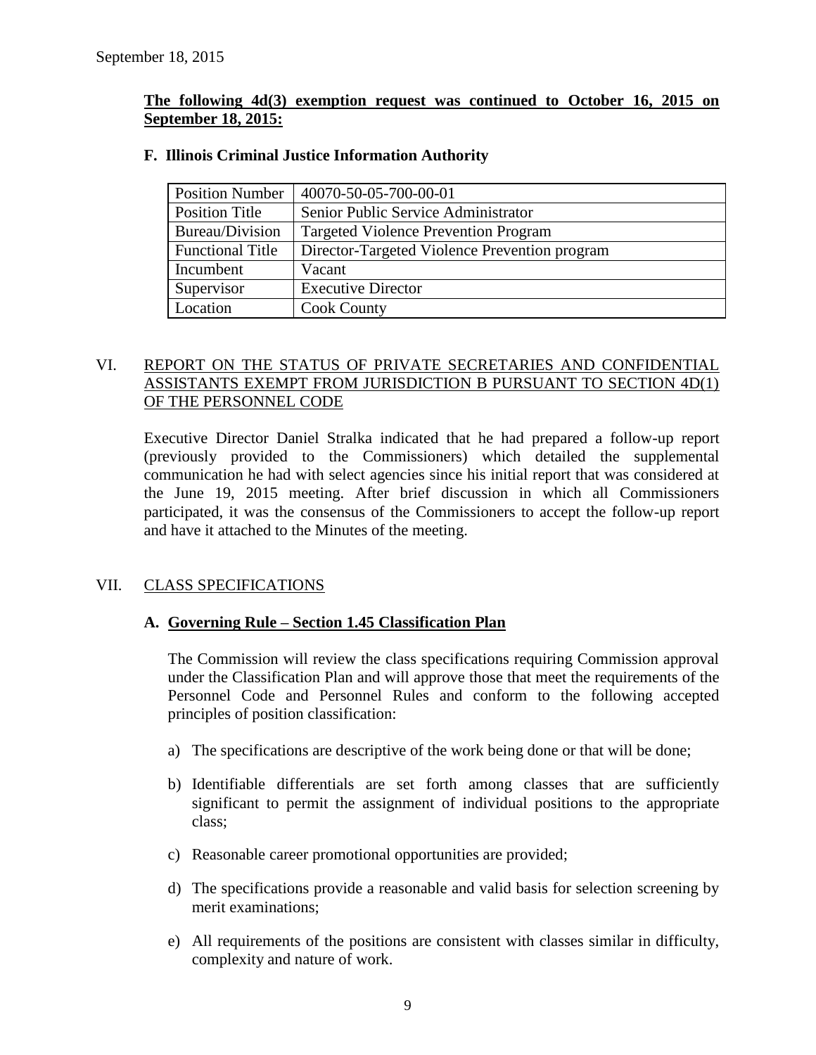September 18, 2015

**The following 4d(3) exemption request was continued to October 16, 2015 on September 18, 2015:**

**F. Illinois Criminal Justice Information Authority**

| Position Number | 40070-50-05-700-00-01 |
|---|---|
| Position Title | Senior Public Service Administrator |
| Bureau/Division | Targeted Violence Prevention Program |
| Functional Title | Director-Targeted Violence Prevention program |
| Incumbent | Vacant |
| Supervisor | Executive Director |
| Location | Cook County |

## VI. REPORT ON THE STATUS OF PRIVATE SECRETARIES AND CONFIDENTIAL ASSISTANTS EXEMPT FROM JURISDICTION B PURSUANT TO SECTION 4D(1) OF THE PERSONNEL CODE

Executive Director Daniel Stralka indicated that he had prepared a follow-up report (previously provided to the Commissioners) which detailed the supplemental communication he had with select agencies since his initial report that was considered at the June 19, 2015 meeting. After brief discussion in which all Commissioners participated, it was the consensus of the Commissioners to accept the follow-up report and have it attached to the Minutes of the meeting.

## VII. CLASS SPECIFICATIONS

### A. Governing Rule – Section 1.45 Classification Plan

The Commission will review the class specifications requiring Commission approval under the Classification Plan and will approve those that meet the requirements of the Personnel Code and Personnel Rules and conform to the following accepted principles of position classification:

a) The specifications are descriptive of the work being done or that will be done;

b) Identifiable differentials are set forth among classes that are sufficiently significant to permit the assignment of individual positions to the appropriate class;

c) Reasonable career promotional opportunities are provided;

d) The specifications provide a reasonable and valid basis for selection screening by merit examinations;

e) All requirements of the positions are consistent with classes similar in difficulty, complexity and nature of work.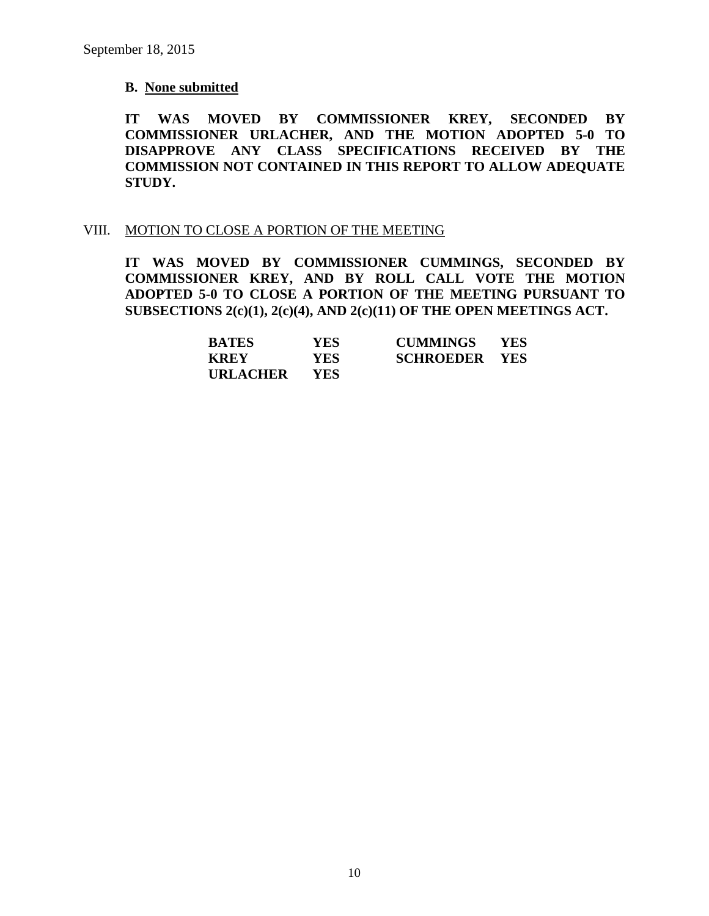September 18, 2015

**B. <u>None submitted</u>**

**IT WAS MOVED BY COMMISSIONER KREY, SECONDED BY COMMISSIONER URLACHER, AND THE MOTION ADOPTED 5-0 TO DISAPPROVE ANY CLASS SPECIFICATIONS RECEIVED BY THE COMMISSION NOT CONTAINED IN THIS REPORT TO ALLOW ADEQUATE STUDY.**

VIII. <u>MOTION TO CLOSE A PORTION OF THE MEETING</u>

**IT WAS MOVED BY COMMISSIONER CUMMINGS, SECONDED BY COMMISSIONER KREY, AND BY ROLL CALL VOTE THE MOTION ADOPTED 5-0 TO CLOSE A PORTION OF THE MEETING PURSUANT TO SUBSECTIONS 2(c)(1), 2(c)(4), AND 2(c)(11) OF THE OPEN MEETINGS ACT.**

| | | | |
|---|---|---|---|
| **BATES** | **YES** | **CUMMINGS** | **YES** |
| **KREY** | **YES** | **SCHROEDER** | **YES** |
| **URLACHER** | **YES** | | |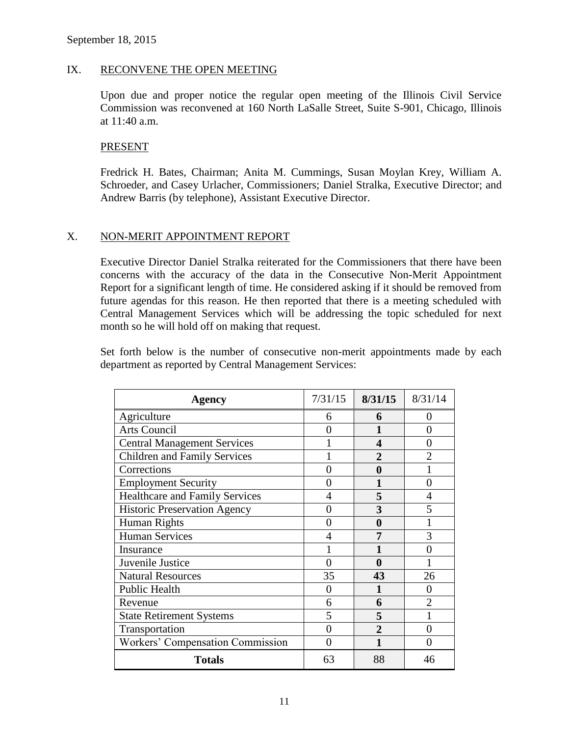September 18, 2015

## IX. RECONVENE THE OPEN MEETING

Upon due and proper notice the regular open meeting of the Illinois Civil Service Commission was reconvened at 160 North LaSalle Street, Suite S-901, Chicago, Illinois at 11:40 a.m.

### PRESENT

Fredrick H. Bates, Chairman; Anita M. Cummings, Susan Moylan Krey, William A. Schroeder, and Casey Urlacher, Commissioners; Daniel Stralka, Executive Director; and Andrew Barris (by telephone), Assistant Executive Director.

## X. NON-MERIT APPOINTMENT REPORT

Executive Director Daniel Stralka reiterated for the Commissioners that there have been concerns with the accuracy of the data in the Consecutive Non-Merit Appointment Report for a significant length of time. He considered asking if it should be removed from future agendas for this reason. He then reported that there is a meeting scheduled with Central Management Services which will be addressing the topic scheduled for next month so he will hold off on making that request.

Set forth below is the number of consecutive non-merit appointments made by each department as reported by Central Management Services:

| Agency | 7/31/15 | **8/31/15** | 8/31/14 |
|---|---|---|---|
| Agriculture | 6 | **6** | 0 |
| Arts Council | 0 | **1** | 0 |
| Central Management Services | 1 | **4** | 0 |
| Children and Family Services | 1 | **2** | 2 |
| Corrections | 0 | **0** | 1 |
| Employment Security | 0 | **1** | 0 |
| Healthcare and Family Services | 4 | **5** | 4 |
| Historic Preservation Agency | 0 | **3** | 5 |
| Human Rights | 0 | **0** | 1 |
| Human Services | 4 | **7** | 3 |
| Insurance | 1 | **1** | 0 |
| Juvenile Justice | 0 | **0** | 1 |
| Natural Resources | 35 | **43** | 26 |
| Public Health | 0 | **1** | 0 |
| Revenue | 6 | **6** | 2 |
| State Retirement Systems | 5 | **5** | 1 |
| Transportation | 0 | **2** | 0 |
| Workers' Compensation Commission | 0 | **1** | 0 |
| **Totals** | 63 | 88 | 46 |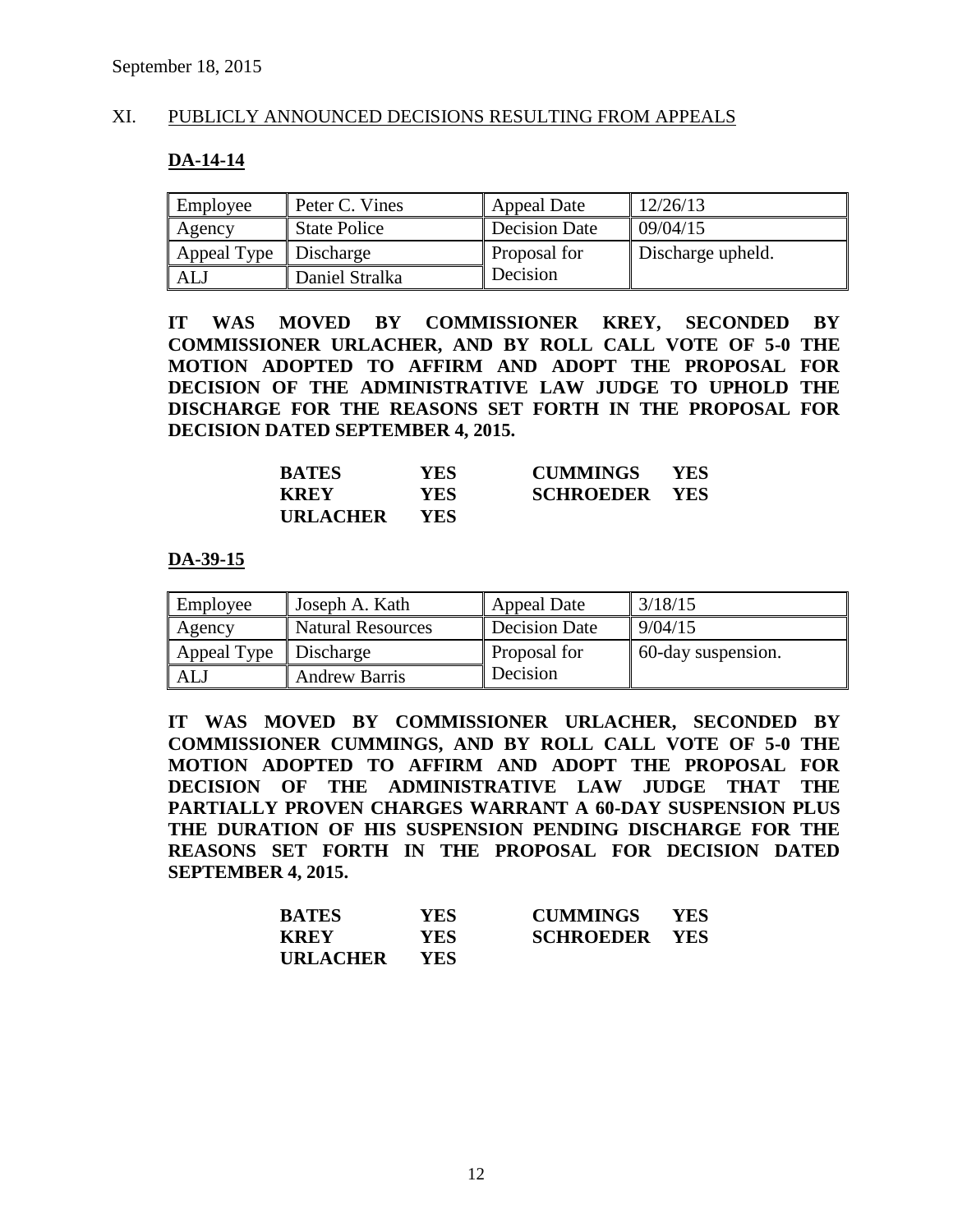September 18, 2015

## XI. PUBLICLY ANNOUNCED DECISIONS RESULTING FROM APPEALS

### DA-14-14

| Employee | Peter C. Vines | Appeal Date | 12/26/13 |
|---|---|---|---|
| Agency | State Police | Decision Date | 09/04/15 |
| Appeal Type | Discharge | Proposal for Decision | Discharge upheld. |
| ALJ | Daniel Stralka | | |

**IT WAS MOVED BY COMMISSIONER KREY, SECONDED BY COMMISSIONER URLACHER, AND BY ROLL CALL VOTE OF 5-0 THE MOTION ADOPTED TO AFFIRM AND ADOPT THE PROPOSAL FOR DECISION OF THE ADMINISTRATIVE LAW JUDGE TO UPHOLD THE DISCHARGE FOR THE REASONS SET FORTH IN THE PROPOSAL FOR DECISION DATED SEPTEMBER 4, 2015.**

| | | | |
|---|---|---|---|
| **BATES** | **YES** | **CUMMINGS** | **YES** |
| **KREY** | **YES** | **SCHROEDER** | **YES** |
| **URLACHER** | **YES** | | |

### DA-39-15

| Employee | Joseph A. Kath | Appeal Date | 3/18/15 |
|---|---|---|---|
| Agency | Natural Resources | Decision Date | 9/04/15 |
| Appeal Type | Discharge | Proposal for Decision | 60-day suspension. |
| ALJ | Andrew Barris | | |

**IT WAS MOVED BY COMMISSIONER URLACHER, SECONDED BY COMMISSIONER CUMMINGS, AND BY ROLL CALL VOTE OF 5-0 THE MOTION ADOPTED TO AFFIRM AND ADOPT THE PROPOSAL FOR DECISION OF THE ADMINISTRATIVE LAW JUDGE THAT THE PARTIALLY PROVEN CHARGES WARRANT A 60-DAY SUSPENSION PLUS THE DURATION OF HIS SUSPENSION PENDING DISCHARGE FOR THE REASONS SET FORTH IN THE PROPOSAL FOR DECISION DATED SEPTEMBER 4, 2015.**

| | | | |
|---|---|---|---|
| **BATES** | **YES** | **CUMMINGS** | **YES** |
| **KREY** | **YES** | **SCHROEDER** | **YES** |
| **URLACHER** | **YES** | | |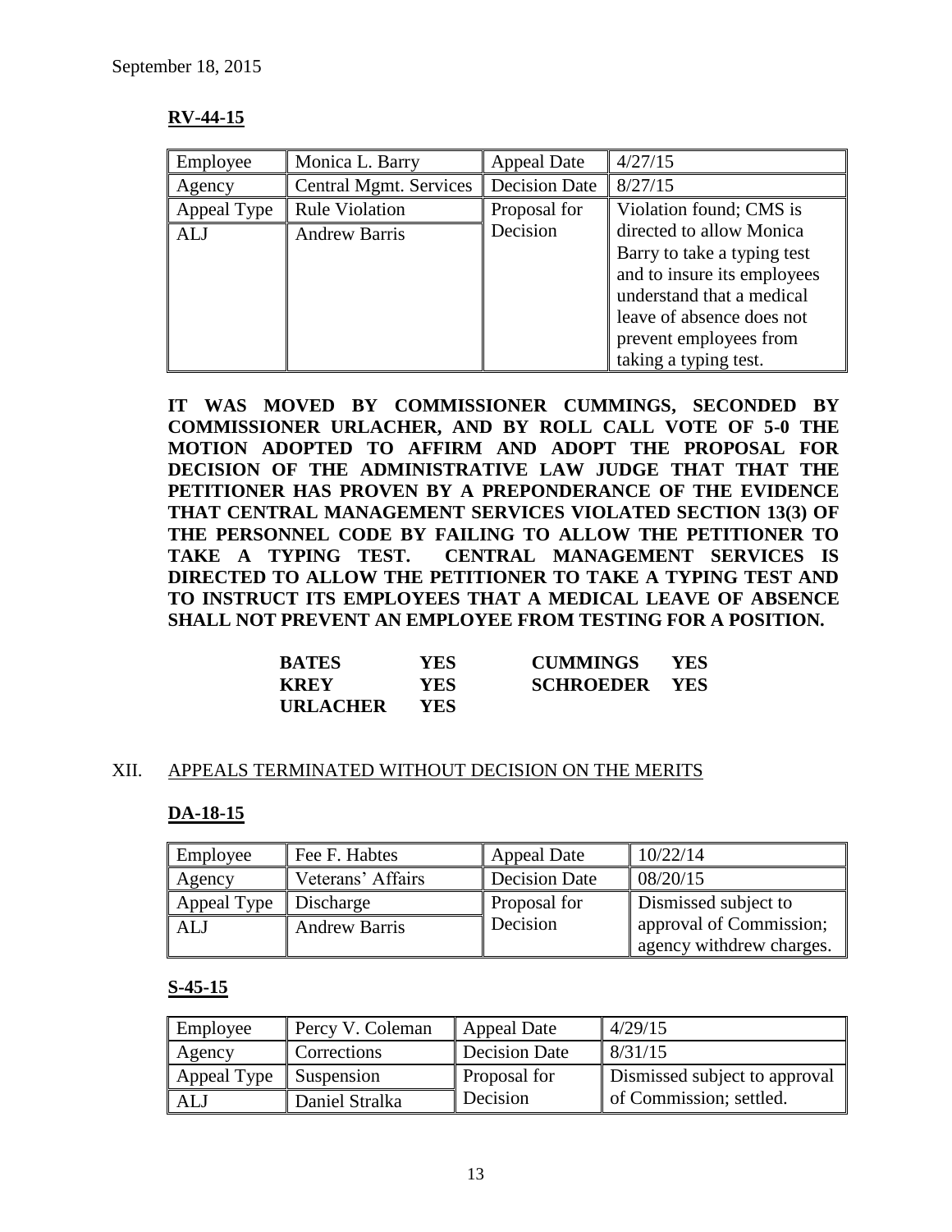September 18, 2015

**RV-44-15**

| Employee | Monica L. Barry | Appeal Date | 4/27/15 |
|---|---|---|---|
| Agency | Central Mgmt. Services | Decision Date | 8/27/15 |
| Appeal Type | Rule Violation | Proposal for Decision | Violation found; CMS is directed to allow Monica Barry to take a typing test and to insure its employees understand that a medical leave of absence does not prevent employees from taking a typing test. |
| ALJ | Andrew Barris | | |

**IT WAS MOVED BY COMMISSIONER CUMMINGS, SECONDED BY COMMISSIONER URLACHER, AND BY ROLL CALL VOTE OF 5-0 THE MOTION ADOPTED TO AFFIRM AND ADOPT THE PROPOSAL FOR DECISION OF THE ADMINISTRATIVE LAW JUDGE THAT THAT THE PETITIONER HAS PROVEN BY A PREPONDERANCE OF THE EVIDENCE THAT CENTRAL MANAGEMENT SERVICES VIOLATED SECTION 13(3) OF THE PERSONNEL CODE BY FAILING TO ALLOW THE PETITIONER TO TAKE A TYPING TEST. CENTRAL MANAGEMENT SERVICES IS DIRECTED TO ALLOW THE PETITIONER TO TAKE A TYPING TEST AND TO INSTRUCT ITS EMPLOYEES THAT A MEDICAL LEAVE OF ABSENCE SHALL NOT PREVENT AN EMPLOYEE FROM TESTING FOR A POSITION.**

| | | | |
|---|---|---|---|
| **BATES** | **YES** | **CUMMINGS** | **YES** |
| **KREY** | **YES** | **SCHROEDER** | **YES** |
| **URLACHER** | **YES** | | |

## XII. APPEALS TERMINATED WITHOUT DECISION ON THE MERITS

**DA-18-15**

| Employee | Fee F. Habtes | Appeal Date | 10/22/14 |
|---|---|---|---|
| Agency | Veterans' Affairs | Decision Date | 08/20/15 |
| Appeal Type | Discharge | Proposal for Decision | Dismissed subject to approval of Commission; agency withdrew charges. |
| ALJ | Andrew Barris | | |

**S-45-15**

| Employee | Percy V. Coleman | Appeal Date | 4/29/15 |
|---|---|---|---|
| Agency | Corrections | Decision Date | 8/31/15 |
| Appeal Type | Suspension | Proposal for Decision | Dismissed subject to approval of Commission; settled. |
| ALJ | Daniel Stralka | | |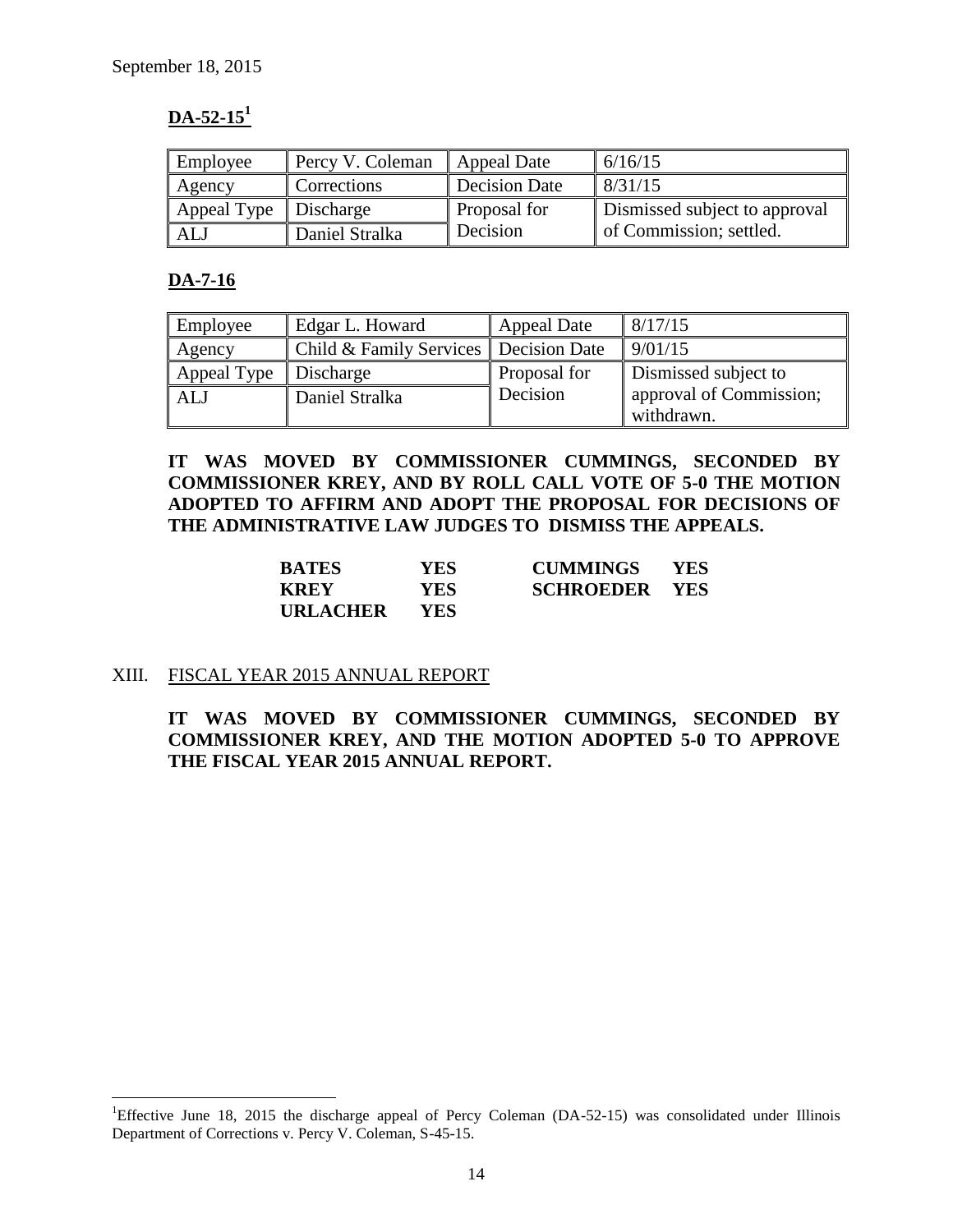September 18, 2015

**DA-52-15[1]**

| Employee | Percy V. Coleman | Appeal Date | 6/16/15 |
|---|---|---|---|
| Agency | Corrections | Decision Date | 8/31/15 |
| Appeal Type | Discharge | Proposal for Decision | Dismissed subject to approval of Commission; settled. |
| ALJ | Daniel Stralka | | |

**DA-7-16**

| Employee | Edgar L. Howard | Appeal Date | 8/17/15 |
|---|---|---|---|
| Agency | Child & Family Services | Decision Date | 9/01/15 |
| Appeal Type | Discharge | Proposal for Decision | Dismissed subject to approval of Commission; withdrawn. |
| ALJ | Daniel Stralka | | |

**IT WAS MOVED BY COMMISSIONER CUMMINGS, SECONDED BY COMMISSIONER KREY, AND BY ROLL CALL VOTE OF 5-0 THE MOTION ADOPTED TO AFFIRM AND ADOPT THE PROPOSAL FOR DECISIONS OF THE ADMINISTRATIVE LAW JUDGES TO DISMISS THE APPEALS.**

| | | | |
|---|---|---|---|
| **BATES** | **YES** | **CUMMINGS** | **YES** |
| **KREY** | **YES** | **SCHROEDER** | **YES** |
| **URLACHER** | **YES** | | |

XIII. FISCAL YEAR 2015 ANNUAL REPORT

**IT WAS MOVED BY COMMISSIONER CUMMINGS, SECONDED BY COMMISSIONER KREY, AND THE MOTION ADOPTED 5-0 TO APPROVE THE FISCAL YEAR 2015 ANNUAL REPORT.**

[1] Effective June 18, 2015 the discharge appeal of Percy Coleman (DA-52-15) was consolidated under Illinois Department of Corrections v. Percy V. Coleman, S-45-15.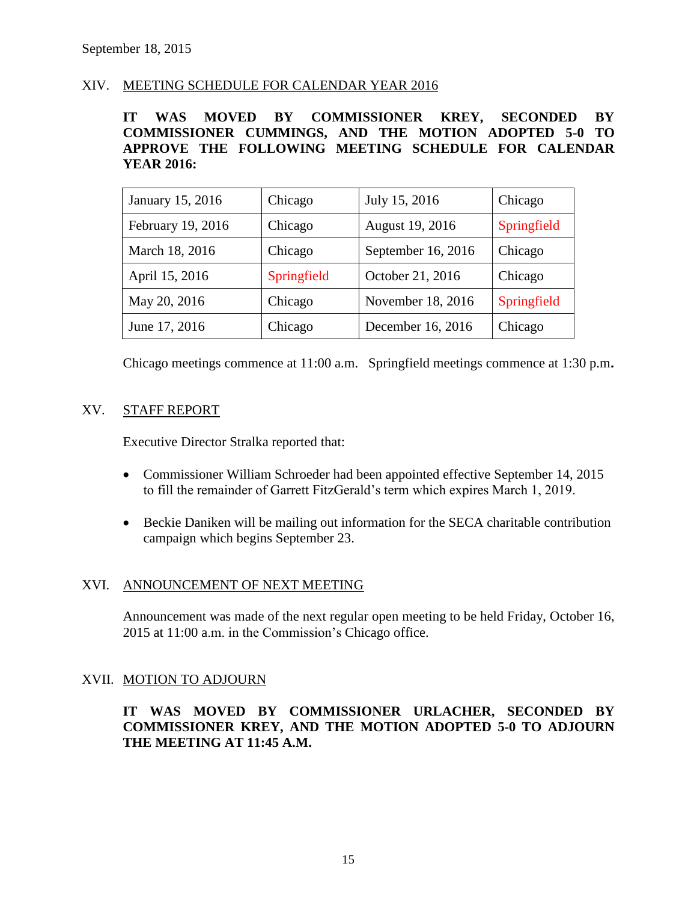September 18, 2015

## XIV. MEETING SCHEDULE FOR CALENDAR YEAR 2016

**IT WAS MOVED BY COMMISSIONER KREY, SECONDED BY COMMISSIONER CUMMINGS, AND THE MOTION ADOPTED 5-0 TO APPROVE THE FOLLOWING MEETING SCHEDULE FOR CALENDAR YEAR 2016:**

| | | | |
|---|---|---|---|
| January 15, 2016 | Chicago | July 15, 2016 | Chicago |
| February 19, 2016 | Chicago | August 19, 2016 | Springfield |
| March 18, 2016 | Chicago | September 16, 2016 | Chicago |
| April 15, 2016 | Springfield | October 21, 2016 | Chicago |
| May 20, 2016 | Chicago | November 18, 2016 | Springfield |
| June 17, 2016 | Chicago | December 16, 2016 | Chicago |

Chicago meetings commence at 11:00 a.m. Springfield meetings commence at 1:30 p.m**.**

## XV. STAFF REPORT

Executive Director Stralka reported that:

- Commissioner William Schroeder had been appointed effective September 14, 2015 to fill the remainder of Garrett FitzGerald's term which expires March 1, 2019.
- Beckie Daniken will be mailing out information for the SECA charitable contribution campaign which begins September 23.

## XVI. ANNOUNCEMENT OF NEXT MEETING

Announcement was made of the next regular open meeting to be held Friday, October 16, 2015 at 11:00 a.m. in the Commission's Chicago office.

## XVII. MOTION TO ADJOURN

**IT WAS MOVED BY COMMISSIONER URLACHER, SECONDED BY COMMISSIONER KREY, AND THE MOTION ADOPTED 5-0 TO ADJOURN THE MEETING AT 11:45 A.M.**